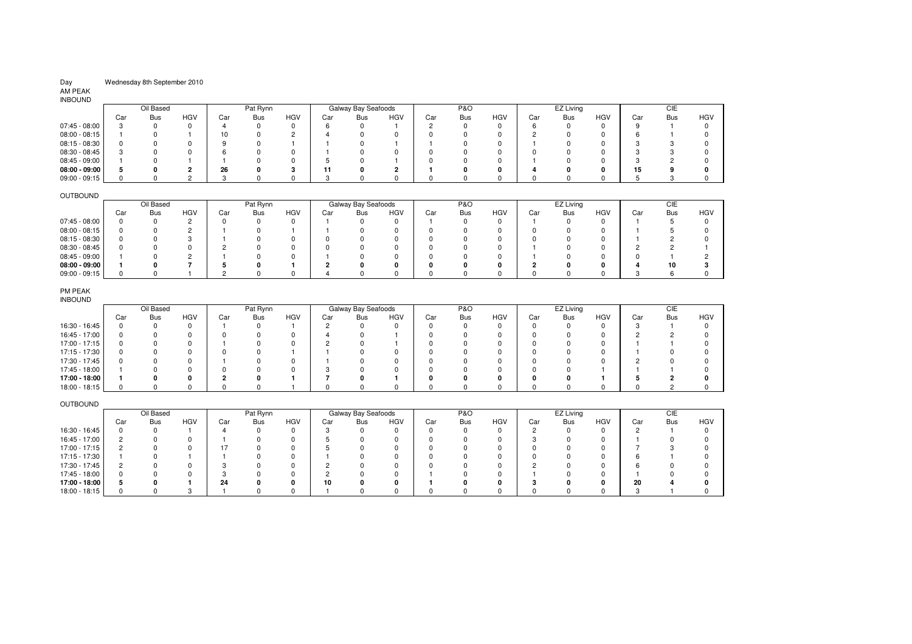Day Wednesday 8th September 2010

AM PEAK

INBOUND

| | Oil Based | | | Pat Rynn | | | Galway Bay Seafoods | | | P&O | | | EZ Living | | | CIE | | |
|---|---|---|---|---|---|---|---|---|---|---|---|---|---|---|---|---|---|---|
| | Car | Bus | HGV | Car | Bus | HGV | Car | Bus | HGV | Car | Bus | HGV | Car | Bus | HGV | Car | Bus | HGV |
| 07:45 - 08:00 | 3 | 0 | 0 | 4 | 0 | 0 | 6 | 0 | 1 | 2 | 0 | 0 | 6 | 0 | 0 | 9 | 1 | 0 |
| 08:00 - 08:15 | 1 | 0 | 1 | 10 | 0 | 2 | 4 | 0 | 0 | 0 | 0 | 0 | 2 | 0 | 0 | 6 | 1 | 0 |
| 08:15 - 08:30 | 0 | 0 | 0 | 9 | 0 | 1 | 1 | 0 | 1 | 1 | 0 | 0 | 1 | 0 | 0 | 3 | 3 | 0 |
| 08:30 - 08:45 | 3 | 0 | 0 | 6 | 0 | 0 | 1 | 0 | 0 | 0 | 0 | 0 | 0 | 0 | 0 | 3 | 3 | 0 |
| 08:45 - 09:00 | 1 | 0 | 1 | 1 | 0 | 0 | 5 | 0 | 1 | 0 | 0 | 0 | 1 | 0 | 0 | 3 | 2 | 0 |
| **08:00 - 09:00** | **5** | **0** | **2** | **26** | **0** | **3** | **11** | **0** | **2** | **1** | **0** | **0** | **4** | **0** | **0** | **15** | **9** | **0** |
| 09:00 - 09:15 | 0 | 0 | 2 | 3 | 0 | 0 | 3 | 0 | 0 | 0 | 0 | 0 | 0 | 0 | 0 | 5 | 3 | 0 |

OUTBOUND

| | Oil Based | | | Pat Rynn | | | Galway Bay Seafoods | | | P&O | | | EZ Living | | | CIE | | |
|---|---|---|---|---|---|---|---|---|---|---|---|---|---|---|---|---|---|---|
| | Car | Bus | HGV | Car | Bus | HGV | Car | Bus | HGV | Car | Bus | HGV | Car | Bus | HGV | Car | Bus | HGV |
| 07:45 - 08:00 | 0 | 0 | 2 | 0 | 0 | 0 | 1 | 0 | 0 | 1 | 0 | 0 | 1 | 0 | 0 | 1 | 5 | 0 |
| 08:00 - 08:15 | 0 | 0 | 2 | 1 | 0 | 1 | 1 | 0 | 0 | 0 | 0 | 0 | 0 | 0 | 0 | 1 | 5 | 0 |
| 08:15 - 08:30 | 0 | 0 | 3 | 1 | 0 | 0 | 0 | 0 | 0 | 0 | 0 | 0 | 0 | 0 | 0 | 1 | 2 | 0 |
| 08:30 - 08:45 | 0 | 0 | 0 | 2 | 0 | 0 | 0 | 0 | 0 | 0 | 0 | 0 | 1 | 0 | 0 | 2 | 2 | 1 |
| 08:45 - 09:00 | 1 | 0 | 2 | 1 | 0 | 0 | 1 | 0 | 0 | 0 | 0 | 0 | 1 | 0 | 0 | 0 | 1 | 2 |
| **08:00 - 09:00** | **1** | **0** | **7** | **5** | **0** | **1** | **2** | **0** | **0** | **0** | **0** | **0** | **2** | **0** | **0** | **4** | **10** | **3** |
| 09:00 - 09:15 | 0 | 0 | 1 | 2 | 0 | 0 | 4 | 0 | 0 | 0 | 0 | 0 | 0 | 0 | 0 | 3 | 6 | 0 |

PM PEAK

INBOUND

| | Oil Based | | | Pat Rynn | | | Galway Bay Seafoods | | | P&O | | | EZ Living | | | CIE | | |
|---|---|---|---|---|---|---|---|---|---|---|---|---|---|---|---|---|---|---|
| | Car | Bus | HGV | Car | Bus | HGV | Car | Bus | HGV | Car | Bus | HGV | Car | Bus | HGV | Car | Bus | HGV |
| 16:30 - 16:45 | 0 | 0 | 0 | 1 | 0 | 1 | 2 | 0 | 0 | 0 | 0 | 0 | 0 | 0 | 0 | 3 | 1 | 0 |
| 16:45 - 17:00 | 0 | 0 | 0 | 0 | 0 | 0 | 4 | 0 | 1 | 0 | 0 | 0 | 0 | 0 | 0 | 2 | 2 | 0 |
| 17:00 - 17:15 | 0 | 0 | 0 | 1 | 0 | 0 | 2 | 0 | 1 | 0 | 0 | 0 | 0 | 0 | 0 | 1 | 1 | 0 |
| 17:15 - 17:30 | 0 | 0 | 0 | 0 | 0 | 1 | 1 | 0 | 0 | 0 | 0 | 0 | 0 | 0 | 0 | 1 | 0 | 0 |
| 17:30 - 17:45 | 0 | 0 | 0 | 1 | 0 | 0 | 1 | 0 | 0 | 0 | 0 | 0 | 0 | 0 | 0 | 2 | 0 | 0 |
| 17:45 - 18:00 | 1 | 0 | 0 | 0 | 0 | 0 | 3 | 0 | 0 | 0 | 0 | 0 | 0 | 0 | 1 | 1 | 1 | 0 |
| **17:00 - 18:00** | **1** | **0** | **0** | **2** | **0** | **1** | **7** | **0** | **1** | **0** | **0** | **0** | **0** | **0** | **1** | **5** | **2** | **0** |
| 18:00 - 18:15 | 0 | 0 | 0 | 0 | 0 | 1 | 0 | 0 | 0 | 0 | 0 | 0 | 0 | 0 | 0 | 0 | 2 | 0 |

OUTBOUND

| | Oil Based | | | Pat Rynn | | | Galway Bay Seafoods | | | P&O | | | EZ Living | | | CIE | | |
|---|---|---|---|---|---|---|---|---|---|---|---|---|---|---|---|---|---|---|
| | Car | Bus | HGV | Car | Bus | HGV | Car | Bus | HGV | Car | Bus | HGV | Car | Bus | HGV | Car | Bus | HGV |
| 16:30 - 16:45 | 0 | 0 | 1 | 4 | 0 | 0 | 3 | 0 | 0 | 0 | 0 | 0 | 2 | 0 | 0 | 2 | 1 | 0 |
| 16:45 - 17:00 | 2 | 0 | 0 | 1 | 0 | 0 | 5 | 0 | 0 | 0 | 0 | 0 | 3 | 0 | 0 | 1 | 0 | 0 |
| 17:00 - 17:15 | 2 | 0 | 0 | 17 | 0 | 0 | 5 | 0 | 0 | 0 | 0 | 0 | 0 | 0 | 0 | 7 | 3 | 0 |
| 17:15 - 17:30 | 1 | 0 | 1 | 1 | 0 | 0 | 1 | 0 | 0 | 0 | 0 | 0 | 0 | 0 | 0 | 6 | 1 | 0 |
| 17:30 - 17:45 | 2 | 0 | 0 | 3 | 0 | 0 | 2 | 0 | 0 | 0 | 0 | 0 | 2 | 0 | 0 | 6 | 0 | 0 |
| 17:45 - 18:00 | 0 | 0 | 0 | 3 | 0 | 0 | 2 | 0 | 0 | 1 | 0 | 0 | 1 | 0 | 0 | 1 | 0 | 0 |
| **17:00 - 18:00** | **5** | **0** | **1** | **24** | **0** | **0** | **10** | **0** | **0** | **1** | **0** | **0** | **3** | **0** | **0** | **20** | **4** | **0** |
| 18:00 - 18:15 | 0 | 0 | 3 | 1 | 0 | 0 | 1 | 0 | 0 | 0 | 0 | 0 | 0 | 0 | 0 | 3 | 1 | 0 |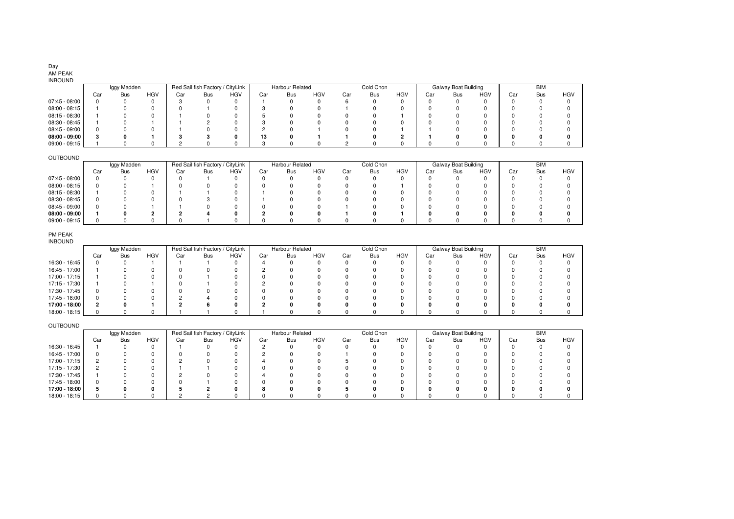Day

AM PEAK

INBOUND

| | Iggy Madden | | | Red Sail fish Factory / CityLink | | | Harbour Related | | | Cold Chon | | | Galway Boat Building | | | BIM | | |
|---|---|---|---|---|---|---|---|---|---|---|---|---|---|---|---|---|---|---|
| | Car | Bus | HGV | Car | Bus | HGV | Car | Bus | HGV | Car | Bus | HGV | Car | Bus | HGV | Car | Bus | HGV |
| 07:45 - 08:00 | 0 | 0 | 0 | 3 | 0 | 0 | 1 | 0 | 0 | 6 | 0 | 0 | 0 | 0 | 0 | 0 | 0 | 0 |
| 08:00 - 08:15 | 1 | 0 | 0 | 0 | 1 | 0 | 3 | 0 | 0 | 1 | 0 | 0 | 0 | 0 | 0 | 0 | 0 | 0 |
| 08:15 - 08:30 | 1 | 0 | 0 | 1 | 0 | 0 | 5 | 0 | 0 | 0 | 0 | 1 | 0 | 0 | 0 | 0 | 0 | 0 |
| 08:30 - 08:45 | 1 | 0 | 1 | 1 | 2 | 0 | 3 | 0 | 0 | 0 | 0 | 0 | 0 | 0 | 0 | 0 | 0 | 0 |
| 08:45 - 09:00 | 0 | 0 | 0 | 1 | 0 | 0 | 2 | 0 | 1 | 0 | 0 | 1 | 1 | 0 | 0 | 0 | 0 | 0 |
| **08:00 - 09:00** | **3** | **0** | **1** | **3** | **3** | **0** | **13** | **0** | **1** | **1** | **0** | **2** | **1** | **0** | **0** | **0** | **0** | **0** |
| 09:00 - 09:15 | 1 | 0 | 0 | 2 | 0 | 0 | 3 | 0 | 0 | 2 | 0 | 0 | 0 | 0 | 0 | 0 | 0 | 0 |

OUTBOUND

| | Iggy Madden | | | Red Sail fish Factory / CityLink | | | Harbour Related | | | Cold Chon | | | Galway Boat Building | | | BIM | | |
|---|---|---|---|---|---|---|---|---|---|---|---|---|---|---|---|---|---|---|
| | Car | Bus | HGV | Car | Bus | HGV | Car | Bus | HGV | Car | Bus | HGV | Car | Bus | HGV | Car | Bus | HGV |
| 07:45 - 08:00 | 0 | 0 | 0 | 0 | 1 | 0 | 0 | 0 | 0 | 0 | 0 | 0 | 0 | 0 | 0 | 0 | 0 | 0 |
| 08:00 - 08:15 | 0 | 0 | 1 | 0 | 0 | 0 | 0 | 0 | 0 | 0 | 0 | 1 | 0 | 0 | 0 | 0 | 0 | 0 |
| 08:15 - 08:30 | 1 | 0 | 0 | 1 | 1 | 0 | 1 | 0 | 0 | 0 | 0 | 0 | 0 | 0 | 0 | 0 | 0 | 0 |
| 08:30 - 08:45 | 0 | 0 | 0 | 0 | 3 | 0 | 1 | 0 | 0 | 0 | 0 | 0 | 0 | 0 | 0 | 0 | 0 | 0 |
| 08:45 - 09:00 | 0 | 0 | 1 | 1 | 0 | 0 | 0 | 0 | 0 | 1 | 0 | 0 | 0 | 0 | 0 | 0 | 0 | 0 |
| **08:00 - 09:00** | **1** | **0** | **2** | **2** | **4** | **0** | **2** | **0** | **0** | **1** | **0** | **1** | **0** | **0** | **0** | **0** | **0** | **0** |
| 09:00 - 09:15 | 0 | 0 | 0 | 0 | 1 | 0 | 0 | 0 | 0 | 0 | 0 | 0 | 0 | 0 | 0 | 0 | 0 | 0 |

PM PEAK

INBOUND

| | Iggy Madden | | | Red Sail fish Factory / CityLink | | | Harbour Related | | | Cold Chon | | | Galway Boat Building | | | BIM | | |
|---|---|---|---|---|---|---|---|---|---|---|---|---|---|---|---|---|---|---|
| | Car | Bus | HGV | Car | Bus | HGV | Car | Bus | HGV | Car | Bus | HGV | Car | Bus | HGV | Car | Bus | HGV |
| 16:30 - 16:45 | 0 | 0 | 1 | 1 | 1 | 0 | 4 | 0 | 0 | 0 | 0 | 0 | 0 | 0 | 0 | 0 | 0 | 0 |
| 16:45 - 17:00 | 1 | 0 | 0 | 0 | 0 | 0 | 2 | 0 | 0 | 0 | 0 | 0 | 0 | 0 | 0 | 0 | 0 | 0 |
| 17:00 - 17:15 | 1 | 0 | 0 | 0 | 1 | 0 | 0 | 0 | 0 | 0 | 0 | 0 | 0 | 0 | 0 | 0 | 0 | 0 |
| 17:15 - 17:30 | 1 | 0 | 1 | 0 | 1 | 0 | 2 | 0 | 0 | 0 | 0 | 0 | 0 | 0 | 0 | 0 | 0 | 0 |
| 17:30 - 17:45 | 0 | 0 | 0 | 0 | 0 | 0 | 0 | 0 | 0 | 0 | 0 | 0 | 0 | 0 | 0 | 0 | 0 | 0 |
| 17:45 - 18:00 | 0 | 0 | 0 | 2 | 4 | 0 | 0 | 0 | 0 | 0 | 0 | 0 | 0 | 0 | 0 | 0 | 0 | 0 |
| **17:00 - 18:00** | **2** | **0** | **1** | **2** | **6** | **0** | **2** | **0** | **0** | **0** | **0** | **0** | **0** | **0** | **0** | **0** | **0** | **0** |
| 18:00 - 18:15 | 0 | 0 | 0 | 1 | 1 | 0 | 1 | 0 | 0 | 0 | 0 | 0 | 0 | 0 | 0 | 0 | 0 | 0 |

OUTBOUND

| | Iggy Madden | | | Red Sail fish Factory / CityLink | | | Harbour Related | | | Cold Chon | | | Galway Boat Building | | | BIM | | |
|---|---|---|---|---|---|---|---|---|---|---|---|---|---|---|---|---|---|---|
| | Car | Bus | HGV | Car | Bus | HGV | Car | Bus | HGV | Car | Bus | HGV | Car | Bus | HGV | Car | Bus | HGV |
| 16:30 - 16:45 | 1 | 0 | 0 | 1 | 0 | 0 | 2 | 0 | 0 | 0 | 0 | 0 | 0 | 0 | 0 | 0 | 0 | 0 |
| 16:45 - 17:00 | 0 | 0 | 0 | 0 | 0 | 0 | 2 | 0 | 0 | 1 | 0 | 0 | 0 | 0 | 0 | 0 | 0 | 0 |
| 17:00 - 17:15 | 2 | 0 | 0 | 2 | 0 | 0 | 4 | 0 | 0 | 5 | 0 | 0 | 0 | 0 | 0 | 0 | 0 | 0 |
| 17:15 - 17:30 | 2 | 0 | 0 | 1 | 1 | 0 | 0 | 0 | 0 | 0 | 0 | 0 | 0 | 0 | 0 | 0 | 0 | 0 |
| 17:30 - 17:45 | 1 | 0 | 0 | 2 | 0 | 0 | 4 | 0 | 0 | 0 | 0 | 0 | 0 | 0 | 0 | 0 | 0 | 0 |
| 17:45 - 18:00 | 0 | 0 | 0 | 0 | 1 | 0 | 0 | 0 | 0 | 0 | 0 | 0 | 0 | 0 | 0 | 0 | 0 | 0 |
| **17:00 - 18:00** | **5** | **0** | **0** | **5** | **2** | **0** | **8** | **0** | **0** | **5** | **0** | **0** | **0** | **0** | **0** | **0** | **0** | **0** |
| 18:00 - 18:15 | 0 | 0 | 0 | 2 | 2 | 0 | 0 | 0 | 0 | 0 | 0 | 0 | 0 | 0 | 0 | 0 | 0 | 0 |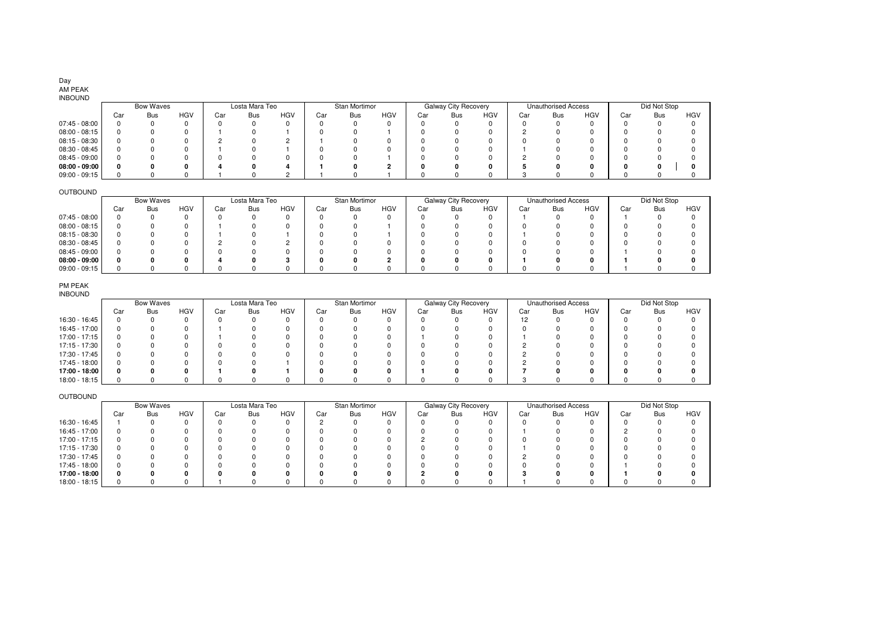Day

## AM PEAK

### INBOUND

| | Bow Waves | | | Losta Mara Teo | | | Stan Mortimor | | | Galway City Recovery | | | Unauthorised Access | | | Did Not Stop | | |
|---|---|---|---|---|---|---|---|---|---|---|---|---|---|---|---|---|---|---|
| | Car | Bus | HGV | Car | Bus | HGV | Car | Bus | HGV | Car | Bus | HGV | Car | Bus | HGV | Car | Bus | HGV |
| 07:45 - 08:00 | 0 | 0 | 0 | 0 | 0 | 0 | 0 | 0 | 0 | 0 | 0 | 0 | 0 | 0 | 0 | 0 | 0 | 0 |
| 08:00 - 08:15 | 0 | 0 | 0 | 1 | 0 | 1 | 0 | 0 | 1 | 0 | 0 | 0 | 2 | 0 | 0 | 0 | 0 | 0 |
| 08:15 - 08:30 | 0 | 0 | 0 | 2 | 0 | 2 | 1 | 0 | 0 | 0 | 0 | 0 | 0 | 0 | 0 | 0 | 0 | 0 |
| 08:30 - 08:45 | 0 | 0 | 0 | 1 | 0 | 1 | 0 | 0 | 0 | 0 | 0 | 0 | 1 | 0 | 0 | 0 | 0 | 0 |
| 08:45 - 09:00 | 0 | 0 | 0 | 0 | 0 | 0 | 0 | 0 | 1 | 0 | 0 | 0 | 2 | 0 | 0 | 0 | 0 | 0 |
| **08:00 - 09:00** | **0** | **0** | **0** | **4** | **0** | **4** | **1** | **0** | **2** | **0** | **0** | **0** | **5** | **0** | **0** | **0** | **0** | **0** |
| 09:00 - 09:15 | 0 | 0 | 0 | 1 | 0 | 2 | 1 | 0 | 1 | 0 | 0 | 0 | 3 | 0 | 0 | 0 | 0 | 0 |

### OUTBOUND

| | Bow Waves | | | Losta Mara Teo | | | Stan Mortimor | | | Galway City Recovery | | | Unauthorised Access | | | Did Not Stop | | |
|---|---|---|---|---|---|---|---|---|---|---|---|---|---|---|---|---|---|---|
| | Car | Bus | HGV | Car | Bus | HGV | Car | Bus | HGV | Car | Bus | HGV | Car | Bus | HGV | Car | Bus | HGV |
| 07:45 - 08:00 | 0 | 0 | 0 | 0 | 0 | 0 | 0 | 0 | 0 | 0 | 0 | 0 | 1 | 0 | 0 | 1 | 0 | 0 |
| 08:00 - 08:15 | 0 | 0 | 0 | 1 | 0 | 0 | 0 | 0 | 1 | 0 | 0 | 0 | 0 | 0 | 0 | 0 | 0 | 0 |
| 08:15 - 08:30 | 0 | 0 | 0 | 1 | 0 | 1 | 0 | 0 | 1 | 0 | 0 | 0 | 1 | 0 | 0 | 0 | 0 | 0 |
| 08:30 - 08:45 | 0 | 0 | 0 | 2 | 0 | 2 | 0 | 0 | 0 | 0 | 0 | 0 | 0 | 0 | 0 | 0 | 0 | 0 |
| 08:45 - 09:00 | 0 | 0 | 0 | 0 | 0 | 0 | 0 | 0 | 0 | 0 | 0 | 0 | 0 | 0 | 0 | 1 | 0 | 0 |
| **08:00 - 09:00** | **0** | **0** | **0** | **4** | **0** | **3** | **0** | **0** | **2** | **0** | **0** | **0** | **1** | **0** | **0** | **1** | **0** | **0** |
| 09:00 - 09:15 | 0 | 0 | 0 | 0 | 0 | 0 | 0 | 0 | 0 | 0 | 0 | 0 | 0 | 0 | 0 | 1 | 0 | 0 |

## PM PEAK

### INBOUND

| | Bow Waves | | | Losta Mara Teo | | | Stan Mortimor | | | Galway City Recovery | | | Unauthorised Access | | | Did Not Stop | | |
|---|---|---|---|---|---|---|---|---|---|---|---|---|---|---|---|---|---|---|
| | Car | Bus | HGV | Car | Bus | HGV | Car | Bus | HGV | Car | Bus | HGV | Car | Bus | HGV | Car | Bus | HGV |
| 16:30 - 16:45 | 0 | 0 | 0 | 0 | 0 | 0 | 0 | 0 | 0 | 0 | 0 | 0 | 12 | 0 | 0 | 0 | 0 | 0 |
| 16:45 - 17:00 | 0 | 0 | 0 | 1 | 0 | 0 | 0 | 0 | 0 | 0 | 0 | 0 | 0 | 0 | 0 | 0 | 0 | 0 |
| 17:00 - 17:15 | 0 | 0 | 0 | 1 | 0 | 0 | 0 | 0 | 0 | 1 | 0 | 0 | 1 | 0 | 0 | 0 | 0 | 0 |
| 17:15 - 17:30 | 0 | 0 | 0 | 0 | 0 | 0 | 0 | 0 | 0 | 0 | 0 | 0 | 2 | 0 | 0 | 0 | 0 | 0 |
| 17:30 - 17:45 | 0 | 0 | 0 | 0 | 0 | 0 | 0 | 0 | 0 | 0 | 0 | 0 | 2 | 0 | 0 | 0 | 0 | 0 |
| 17:45 - 18:00 | 0 | 0 | 0 | 0 | 0 | 1 | 0 | 0 | 0 | 0 | 0 | 0 | 2 | 0 | 0 | 0 | 0 | 0 |
| **17:00 - 18:00** | **0** | **0** | **0** | **1** | **0** | **1** | **0** | **0** | **0** | **1** | **0** | **0** | **7** | **0** | **0** | **0** | **0** | **0** |
| 18:00 - 18:15 | 0 | 0 | 0 | 0 | 0 | 0 | 0 | 0 | 0 | 0 | 0 | 0 | 3 | 0 | 0 | 0 | 0 | 0 |

### OUTBOUND

| | Bow Waves | | | Losta Mara Teo | | | Stan Mortimor | | | Galway City Recovery | | | Unauthorised Access | | | Did Not Stop | | |
|---|---|---|---|---|---|---|---|---|---|---|---|---|---|---|---|---|---|---|
| | Car | Bus | HGV | Car | Bus | HGV | Car | Bus | HGV | Car | Bus | HGV | Car | Bus | HGV | Car | Bus | HGV |
| 16:30 - 16:45 | 1 | 0 | 0 | 0 | 0 | 0 | 2 | 0 | 0 | 0 | 0 | 0 | 0 | 0 | 0 | 0 | 0 | 0 |
| 16:45 - 17:00 | 0 | 0 | 0 | 0 | 0 | 0 | 0 | 0 | 0 | 0 | 0 | 0 | 1 | 0 | 0 | 2 | 0 | 0 |
| 17:00 - 17:15 | 0 | 0 | 0 | 0 | 0 | 0 | 0 | 0 | 0 | 2 | 0 | 0 | 0 | 0 | 0 | 0 | 0 | 0 |
| 17:15 - 17:30 | 0 | 0 | 0 | 0 | 0 | 0 | 0 | 0 | 0 | 0 | 0 | 0 | 1 | 0 | 0 | 0 | 0 | 0 |
| 17:30 - 17:45 | 0 | 0 | 0 | 0 | 0 | 0 | 0 | 0 | 0 | 0 | 0 | 0 | 2 | 0 | 0 | 0 | 0 | 0 |
| 17:45 - 18:00 | 0 | 0 | 0 | 0 | 0 | 0 | 0 | 0 | 0 | 0 | 0 | 0 | 0 | 0 | 0 | 1 | 0 | 0 |
| **17:00 - 18:00** | **0** | **0** | **0** | **0** | **0** | **0** | **0** | **0** | **0** | **2** | **0** | **0** | **3** | **0** | **0** | **1** | **0** | **0** |
| 18:00 - 18:15 | 0 | 0 | 0 | 1 | 0 | 0 | 0 | 0 | 0 | 0 | 0 | 0 | 1 | 0 | 0 | 0 | 0 | 0 |